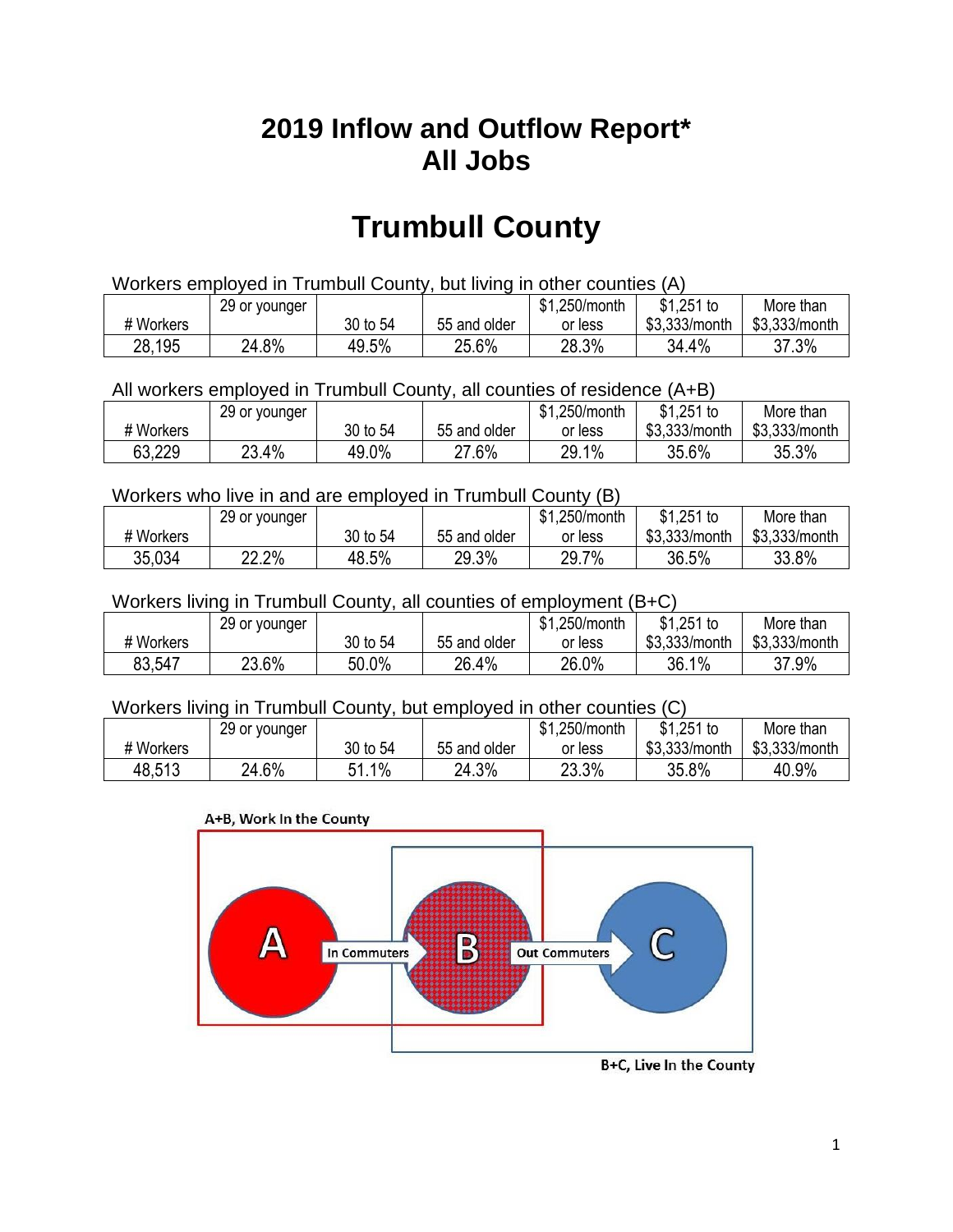# 2019 Inflow and Outflow Report*
# All Jobs

# Trumbull County

Workers employed in Trumbull County, but living in other counties (A)

| # Workers | 29 or younger | 30 to 54 | 55 and older | $1,250/month or less | $1,251 to $3,333/month | More than $3,333/month |
|---|---|---|---|---|---|---|
| 28,195 | 24.8% | 49.5% | 25.6% | 28.3% | 34.4% | 37.3% |

All workers employed in Trumbull County, all counties of residence (A+B)

| # Workers | 29 or younger | 30 to 54 | 55 and older | $1,250/month or less | $1,251 to $3,333/month | More than $3,333/month |
|---|---|---|---|---|---|---|
| 63,229 | 23.4% | 49.0% | 27.6% | 29.1% | 35.6% | 35.3% |

Workers who live in and are employed in Trumbull County (B)

| # Workers | 29 or younger | 30 to 54 | 55 and older | $1,250/month or less | $1,251 to $3,333/month | More than $3,333/month |
|---|---|---|---|---|---|---|
| 35,034 | 22.2% | 48.5% | 29.3% | 29.7% | 36.5% | 33.8% |

Workers living in Trumbull County, all counties of employment (B+C)

| # Workers | 29 or younger | 30 to 54 | 55 and older | $1,250/month or less | $1,251 to $3,333/month | More than $3,333/month |
|---|---|---|---|---|---|---|
| 83,547 | 23.6% | 50.0% | 26.4% | 26.0% | 36.1% | 37.9% |

Workers living in Trumbull County, but employed in other counties (C)

| # Workers | 29 or younger | 30 to 54 | 55 and older | $1,250/month or less | $1,251 to $3,333/month | More than $3,333/month |
|---|---|---|---|---|---|---|
| 48,513 | 24.6% | 51.1% | 24.3% | 23.3% | 35.8% | 40.9% |

A+B, Work In the County

A — In Commuters → B — Out Commuters → C

B+C, Live In the County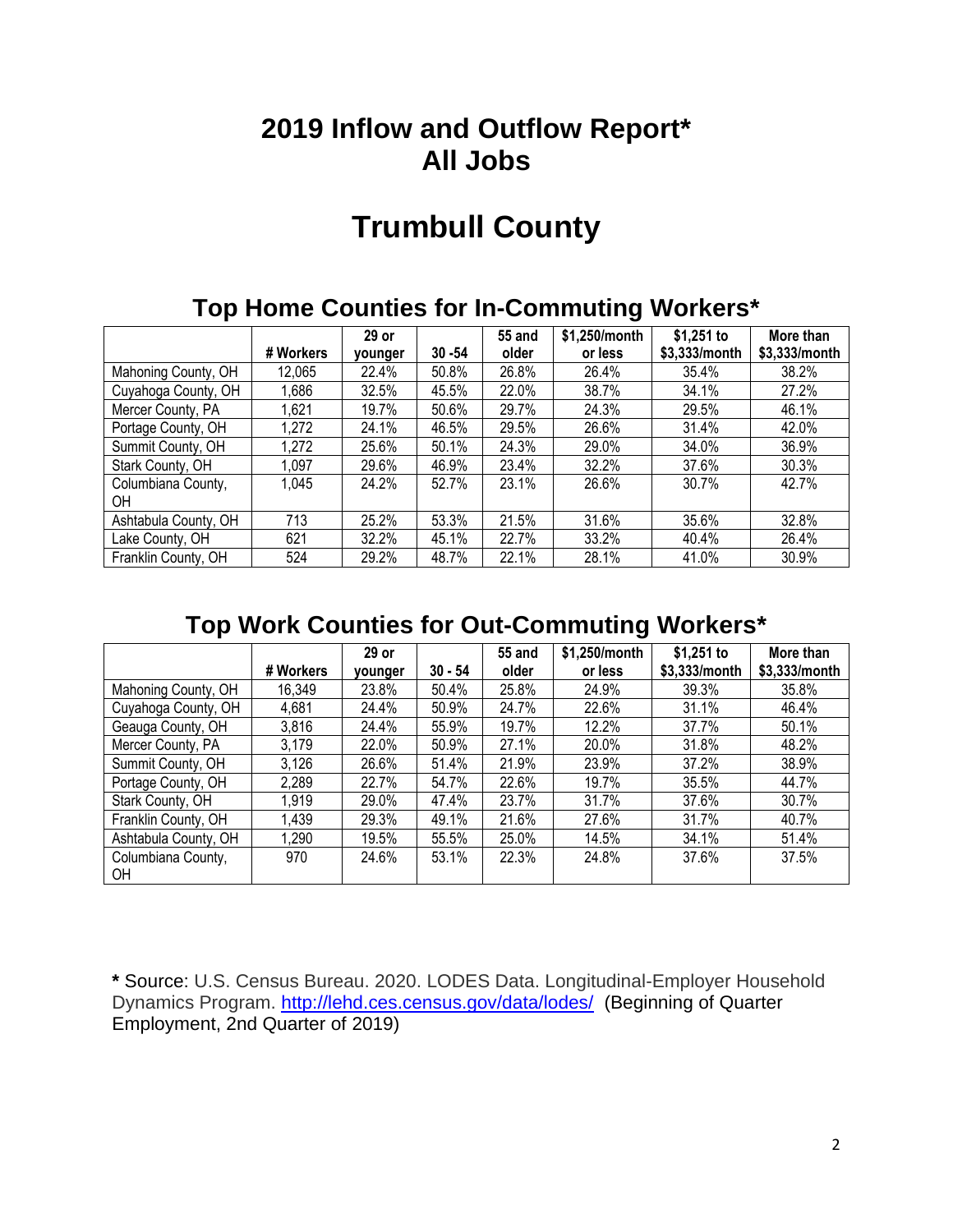# 2019 Inflow and Outflow Report*
# All Jobs

# Trumbull County

## Top Home Counties for In-Commuting Workers*

| | # Workers | 29 or younger | 30 -54 | 55 and older | $1,250/month or less | $1,251 to $3,333/month | More than $3,333/month |
|---|---|---|---|---|---|---|---|
| Mahoning County, OH | 12,065 | 22.4% | 50.8% | 26.8% | 26.4% | 35.4% | 38.2% |
| Cuyahoga County, OH | 1,686 | 32.5% | 45.5% | 22.0% | 38.7% | 34.1% | 27.2% |
| Mercer County, PA | 1,621 | 19.7% | 50.6% | 29.7% | 24.3% | 29.5% | 46.1% |
| Portage County, OH | 1,272 | 24.1% | 46.5% | 29.5% | 26.6% | 31.4% | 42.0% |
| Summit County, OH | 1,272 | 25.6% | 50.1% | 24.3% | 29.0% | 34.0% | 36.9% |
| Stark County, OH | 1,097 | 29.6% | 46.9% | 23.4% | 32.2% | 37.6% | 30.3% |
| Columbiana County, OH | 1,045 | 24.2% | 52.7% | 23.1% | 26.6% | 30.7% | 42.7% |
| Ashtabula County, OH | 713 | 25.2% | 53.3% | 21.5% | 31.6% | 35.6% | 32.8% |
| Lake County, OH | 621 | 32.2% | 45.1% | 22.7% | 33.2% | 40.4% | 26.4% |
| Franklin County, OH | 524 | 29.2% | 48.7% | 22.1% | 28.1% | 41.0% | 30.9% |

## Top Work Counties for Out-Commuting Workers*

| | # Workers | 29 or younger | 30 - 54 | 55 and older | $1,250/month or less | $1,251 to $3,333/month | More than $3,333/month |
|---|---|---|---|---|---|---|---|
| Mahoning County, OH | 16,349 | 23.8% | 50.4% | 25.8% | 24.9% | 39.3% | 35.8% |
| Cuyahoga County, OH | 4,681 | 24.4% | 50.9% | 24.7% | 22.6% | 31.1% | 46.4% |
| Geauga County, OH | 3,816 | 24.4% | 55.9% | 19.7% | 12.2% | 37.7% | 50.1% |
| Mercer County, PA | 3,179 | 22.0% | 50.9% | 27.1% | 20.0% | 31.8% | 48.2% |
| Summit County, OH | 3,126 | 26.6% | 51.4% | 21.9% | 23.9% | 37.2% | 38.9% |
| Portage County, OH | 2,289 | 22.7% | 54.7% | 22.6% | 19.7% | 35.5% | 44.7% |
| Stark County, OH | 1,919 | 29.0% | 47.4% | 23.7% | 31.7% | 37.6% | 30.7% |
| Franklin County, OH | 1,439 | 29.3% | 49.1% | 21.6% | 27.6% | 31.7% | 40.7% |
| Ashtabula County, OH | 1,290 | 19.5% | 55.5% | 25.0% | 14.5% | 34.1% | 51.4% |
| Columbiana County, OH | 970 | 24.6% | 53.1% | 22.3% | 24.8% | 37.6% | 37.5% |

**\*** Source: U.S. Census Bureau. 2020. LODES Data. Longitudinal-Employer Household Dynamics Program. http://lehd.ces.census.gov/data/lodes/ (Beginning of Quarter Employment, 2nd Quarter of 2019)